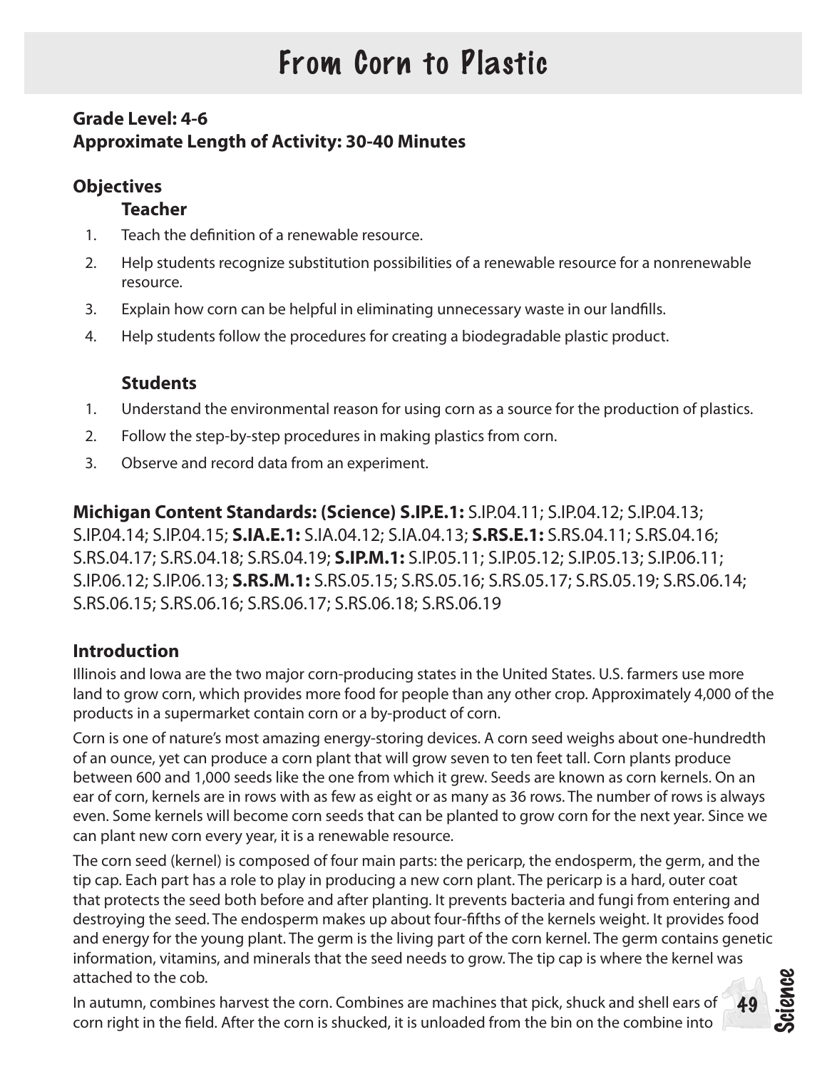# From Corn to Plastic

**Grade Level: 4-6**
**Approximate Length of Activity: 30-40 Minutes**

## Objectives

### Teacher

1. Teach the definition of a renewable resource.
2. Help students recognize substitution possibilities of a renewable resource for a nonrenewable resource.
3. Explain how corn can be helpful in eliminating unnecessary waste in our landfills.
4. Help students follow the procedures for creating a biodegradable plastic product.

### Students

1. Understand the environmental reason for using corn as a source for the production of plastics.
2. Follow the step-by-step procedures in making plastics from corn.
3. Observe and record data from an experiment.

**Michigan Content Standards: (Science) S.IP.E.1:** S.IP.04.11; S.IP.04.12; S.IP.04.13; S.IP.04.14; S.IP.04.15; **S.IA.E.1:** S.IA.04.12; S.IA.04.13; **S.RS.E.1:** S.RS.04.11; S.RS.04.16; S.RS.04.17; S.RS.04.18; S.RS.04.19; **S.IP.M.1:** S.IP.05.11; S.IP.05.12; S.IP.05.13; S.IP.06.11; S.IP.06.12; S.IP.06.13; **S.RS.M.1:** S.RS.05.15; S.RS.05.16; S.RS.05.17; S.RS.05.19; S.RS.06.14; S.RS.06.15; S.RS.06.16; S.RS.06.17; S.RS.06.18; S.RS.06.19

## Introduction

Illinois and Iowa are the two major corn-producing states in the United States. U.S. farmers use more land to grow corn, which provides more food for people than any other crop. Approximately 4,000 of the products in a supermarket contain corn or a by-product of corn.

Corn is one of nature's most amazing energy-storing devices. A corn seed weighs about one-hundredth of an ounce, yet can produce a corn plant that will grow seven to ten feet tall. Corn plants produce between 600 and 1,000 seeds like the one from which it grew. Seeds are known as corn kernels. On an ear of corn, kernels are in rows with as few as eight or as many as 36 rows. The number of rows is always even. Some kernels will become corn seeds that can be planted to grow corn for the next year. Since we can plant new corn every year, it is a renewable resource.

The corn seed (kernel) is composed of four main parts: the pericarp, the endosperm, the germ, and the tip cap. Each part has a role to play in producing a new corn plant. The pericarp is a hard, outer coat that protects the seed both before and after planting. It prevents bacteria and fungi from entering and destroying the seed. The endosperm makes up about four-fifths of the kernels weight. It provides food and energy for the young plant. The germ is the living part of the corn kernel. The germ contains genetic information, vitamins, and minerals that the seed needs to grow. The tip cap is where the kernel was attached to the cob.

In autumn, combines harvest the corn. Combines are machines that pick, shuck and shell ears of corn right in the field. After the corn is shucked, it is unloaded from the bin on the combine into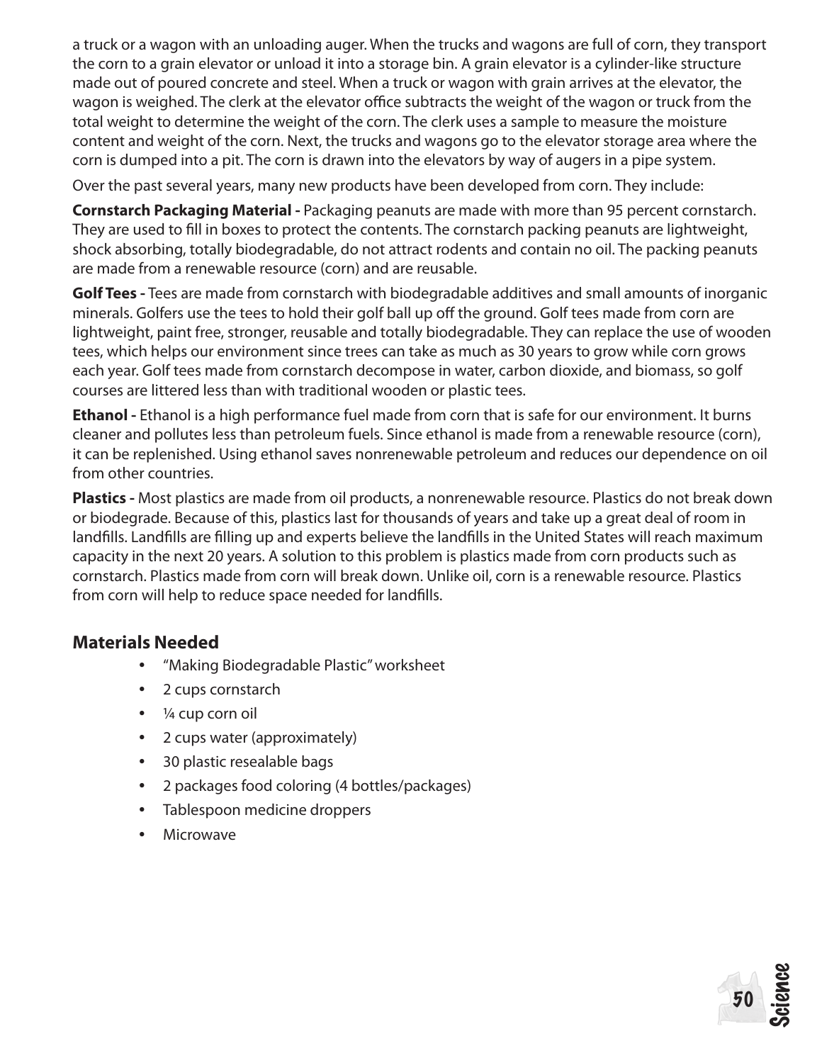a truck or a wagon with an unloading auger. When the trucks and wagons are full of corn, they transport the corn to a grain elevator or unload it into a storage bin. A grain elevator is a cylinder-like structure made out of poured concrete and steel. When a truck or wagon with grain arrives at the elevator, the wagon is weighed. The clerk at the elevator office subtracts the weight of the wagon or truck from the total weight to determine the weight of the corn. The clerk uses a sample to measure the moisture content and weight of the corn. Next, the trucks and wagons go to the elevator storage area where the corn is dumped into a pit. The corn is drawn into the elevators by way of augers in a pipe system.

Over the past several years, many new products have been developed from corn. They include:

**Cornstarch Packaging Material -** Packaging peanuts are made with more than 95 percent cornstarch. They are used to fill in boxes to protect the contents. The cornstarch packing peanuts are lightweight, shock absorbing, totally biodegradable, do not attract rodents and contain no oil. The packing peanuts are made from a renewable resource (corn) and are reusable.

**Golf Tees -** Tees are made from cornstarch with biodegradable additives and small amounts of inorganic minerals. Golfers use the tees to hold their golf ball up off the ground. Golf tees made from corn are lightweight, paint free, stronger, reusable and totally biodegradable. They can replace the use of wooden tees, which helps our environment since trees can take as much as 30 years to grow while corn grows each year. Golf tees made from cornstarch decompose in water, carbon dioxide, and biomass, so golf courses are littered less than with traditional wooden or plastic tees.

**Ethanol -** Ethanol is a high performance fuel made from corn that is safe for our environment. It burns cleaner and pollutes less than petroleum fuels. Since ethanol is made from a renewable resource (corn), it can be replenished. Using ethanol saves nonrenewable petroleum and reduces our dependence on oil from other countries.

**Plastics -** Most plastics are made from oil products, a nonrenewable resource. Plastics do not break down or biodegrade. Because of this, plastics last for thousands of years and take up a great deal of room in landfills. Landfills are filling up and experts believe the landfills in the United States will reach maximum capacity in the next 20 years. A solution to this problem is plastics made from corn products such as cornstarch. Plastics made from corn will break down. Unlike oil, corn is a renewable resource. Plastics from corn will help to reduce space needed for landfills.

### Materials Needed

- "Making Biodegradable Plastic" worksheet
- 2 cups cornstarch
- ¼ cup corn oil
- 2 cups water (approximately)
- 30 plastic resealable bags
- 2 packages food coloring (4 bottles/packages)
- Tablespoon medicine droppers
- Microwave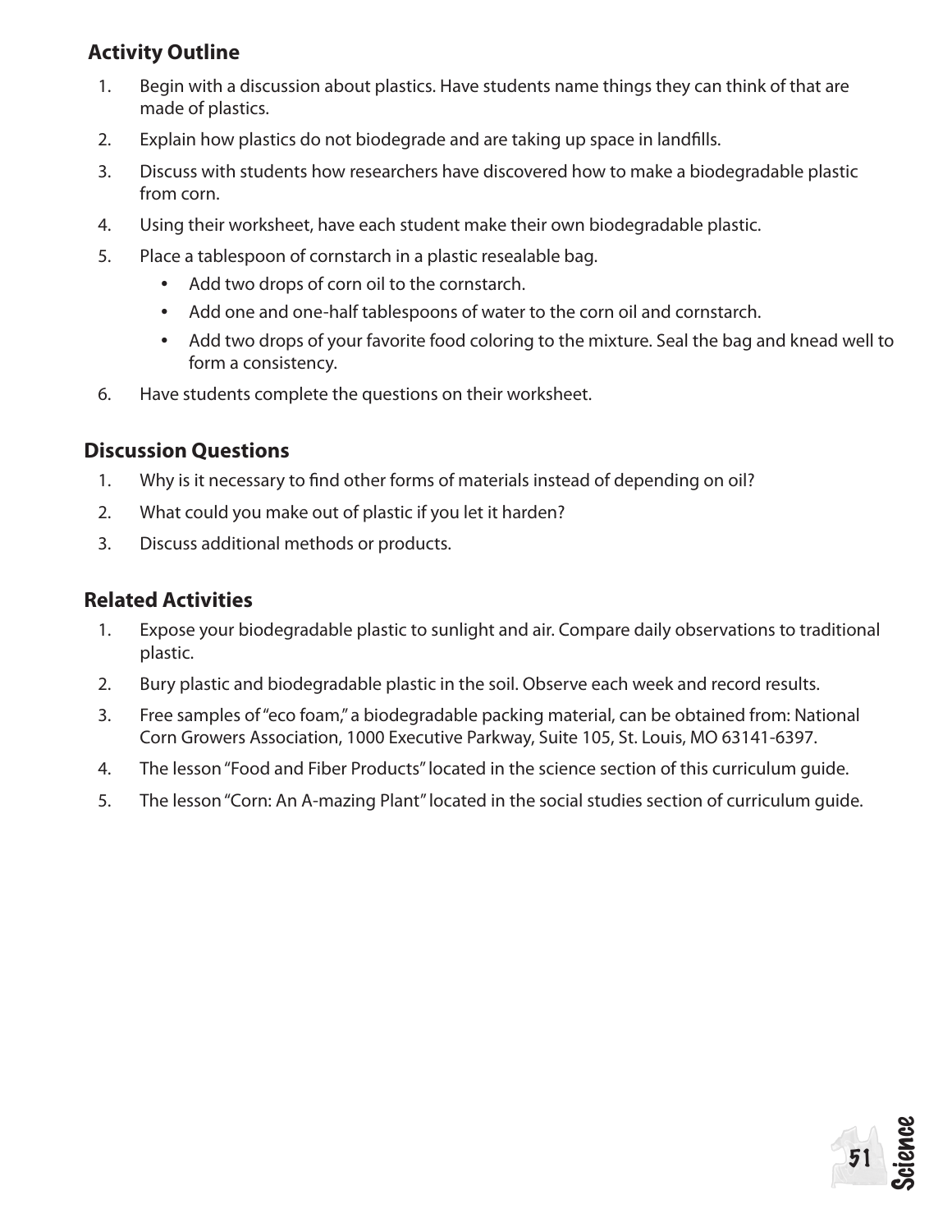## Activity Outline

1. Begin with a discussion about plastics. Have students name things they can think of that are made of plastics.
2. Explain how plastics do not biodegrade and are taking up space in landfills.
3. Discuss with students how researchers have discovered how to make a biodegradable plastic from corn.
4. Using their worksheet, have each student make their own biodegradable plastic.
5. Place a tablespoon of cornstarch in a plastic resealable bag.
    - Add two drops of corn oil to the cornstarch.
    - Add one and one-half tablespoons of water to the corn oil and cornstarch.
    - Add two drops of your favorite food coloring to the mixture. Seal the bag and knead well to form a consistency.
6. Have students complete the questions on their worksheet.

## Discussion Questions

1. Why is it necessary to find other forms of materials instead of depending on oil?
2. What could you make out of plastic if you let it harden?
3. Discuss additional methods or products.

## Related Activities

1. Expose your biodegradable plastic to sunlight and air. Compare daily observations to traditional plastic.
2. Bury plastic and biodegradable plastic in the soil. Observe each week and record results.
3. Free samples of "eco foam," a biodegradable packing material, can be obtained from: National Corn Growers Association, 1000 Executive Parkway, Suite 105, St. Louis, MO 63141-6397.
4. The lesson "Food and Fiber Products" located in the science section of this curriculum guide.
5. The lesson "Corn: An A-mazing Plant" located in the social studies section of curriculum guide.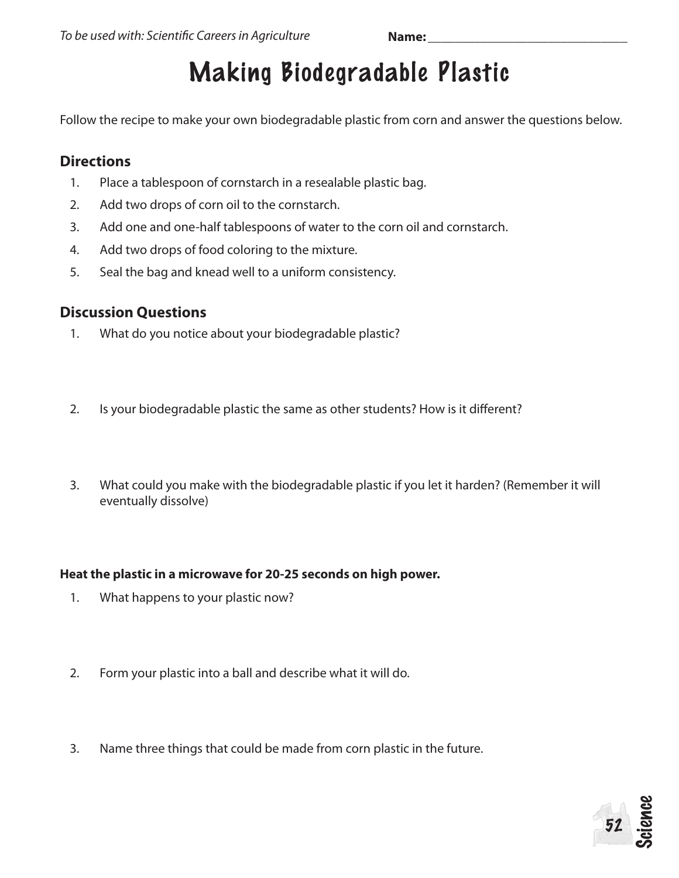*To be used with: Scientific Careers in Agriculture* **Name:** ________________________________

# Making Biodegradable Plastic

Follow the recipe to make your own biodegradable plastic from corn and answer the questions below.

## Directions

1. Place a tablespoon of cornstarch in a resealable plastic bag.
2. Add two drops of corn oil to the cornstarch.
3. Add one and one-half tablespoons of water to the corn oil and cornstarch.
4. Add two drops of food coloring to the mixture.
5. Seal the bag and knead well to a uniform consistency.

## Discussion Questions

1. What do you notice about your biodegradable plastic?

2. Is your biodegradable plastic the same as other students? How is it different?

3. What could you make with the biodegradable plastic if you let it harden? (Remember it will eventually dissolve)

**Heat the plastic in a microwave for 20-25 seconds on high power.**

1. What happens to your plastic now?

2. Form your plastic into a ball and describe what it will do.

3. Name three things that could be made from corn plastic in the future.